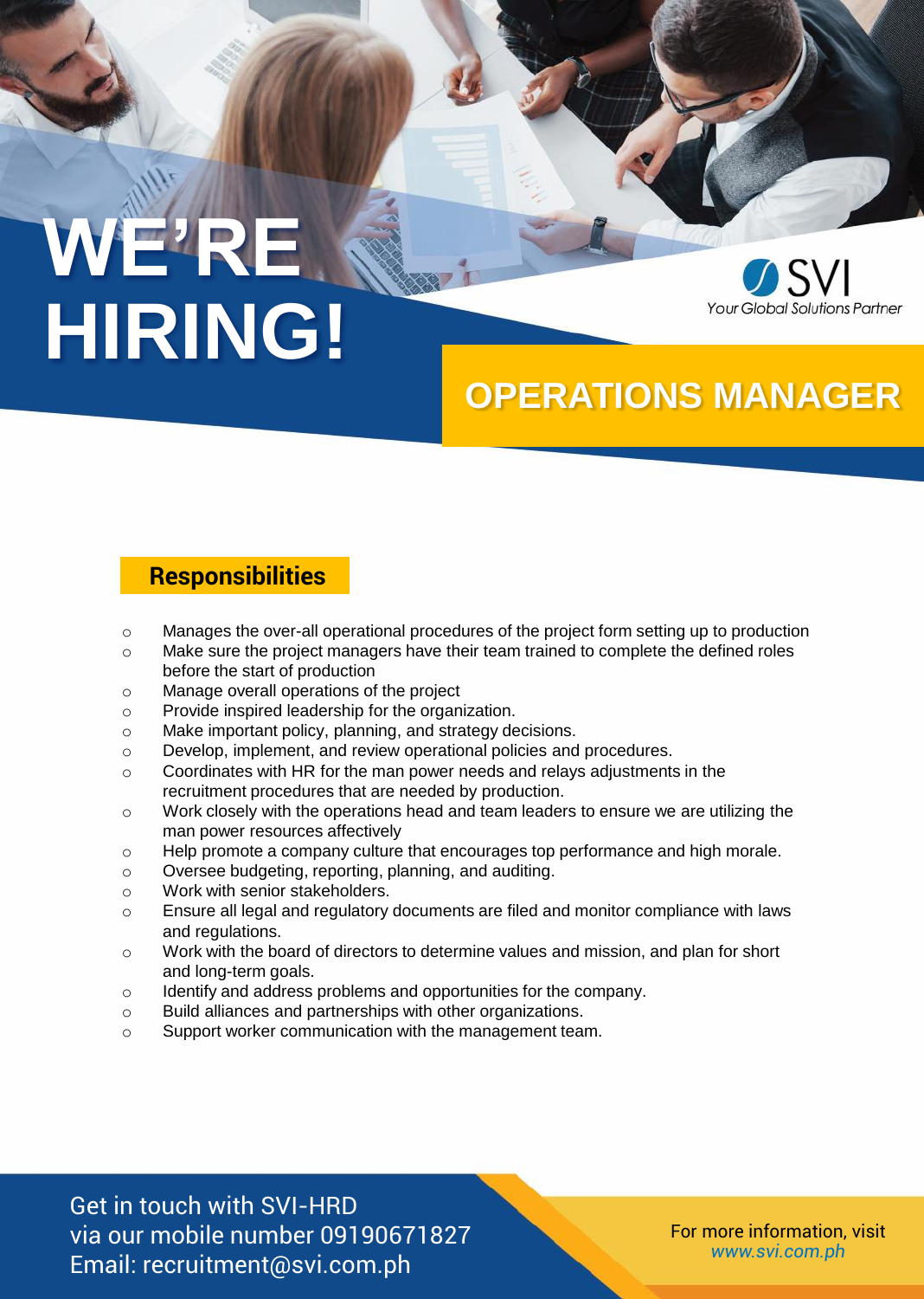# WE'RE HIRING!

SVI
*Your Global Solutions Partner*

## OPERATIONS MANAGER

### Responsibilities

- Manages the over-all operational procedures of the project form setting up to production
- Make sure the project managers have their team trained to complete the defined roles before the start of production
- Manage overall operations of the project
- Provide inspired leadership for the organization.
- Make important policy, planning, and strategy decisions.
- Develop, implement, and review operational policies and procedures.
- Coordinates with HR for the man power needs and relays adjustments in the recruitment procedures that are needed by production.
- Work closely with the operations head and team leaders to ensure we are utilizing the man power resources affectively
- Help promote a company culture that encourages top performance and high morale.
- Oversee budgeting, reporting, planning, and auditing.
- Work with senior stakeholders.
- Ensure all legal and regulatory documents are filed and monitor compliance with laws and regulations.
- Work with the board of directors to determine values and mission, and plan for short and long-term goals.
- Identify and address problems and opportunities for the company.
- Build alliances and partnerships with other organizations.
- Support worker communication with the management team.

Get in touch with SVI-HRD
via our mobile number 09190671827
Email: recruitment@svi.com.ph

For more information, visit
*www.svi.com.ph*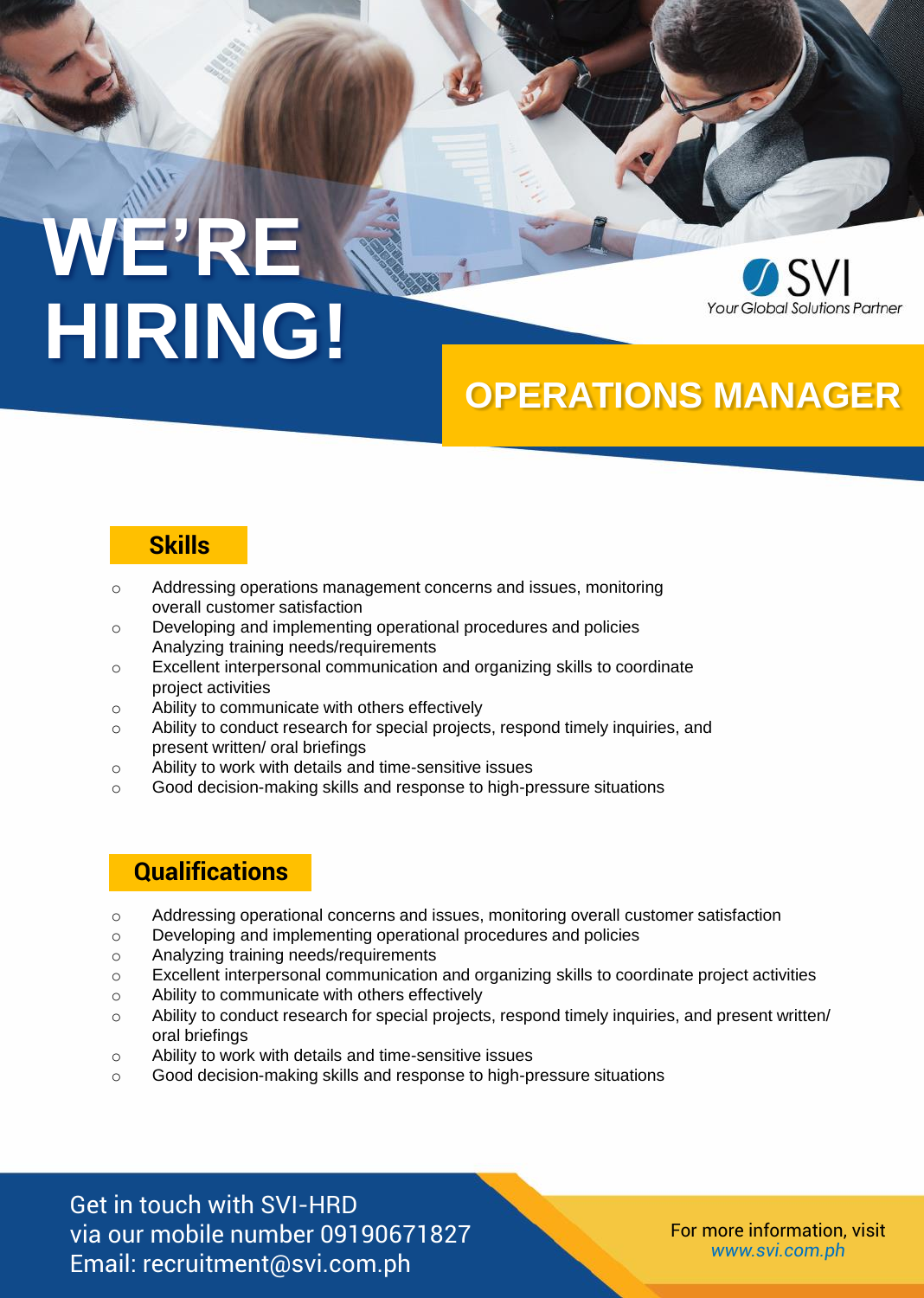# WE'RE HIRING!

SVI
Your Global Solutions Partner

## OPERATIONS MANAGER

### Skills

- Addressing operations management concerns and issues, monitoring overall customer satisfaction
- Developing and implementing operational procedures and policies Analyzing training needs/requirements
- Excellent interpersonal communication and organizing skills to coordinate project activities
- Ability to communicate with others effectively
- Ability to conduct research for special projects, respond timely inquiries, and present written/ oral briefings
- Ability to work with details and time-sensitive issues
- Good decision-making skills and response to high-pressure situations

### Qualifications

- Addressing operational concerns and issues, monitoring overall customer satisfaction
- Developing and implementing operational procedures and policies
- Analyzing training needs/requirements
- Excellent interpersonal communication and organizing skills to coordinate project activities
- Ability to communicate with others effectively
- Ability to conduct research for special projects, respond timely inquiries, and present written/ oral briefings
- Ability to work with details and time-sensitive issues
- Good decision-making skills and response to high-pressure situations

Get in touch with SVI-HRD
via our mobile number 09190671827
Email: recruitment@svi.com.ph

For more information, visit
*www.svi.com.ph*